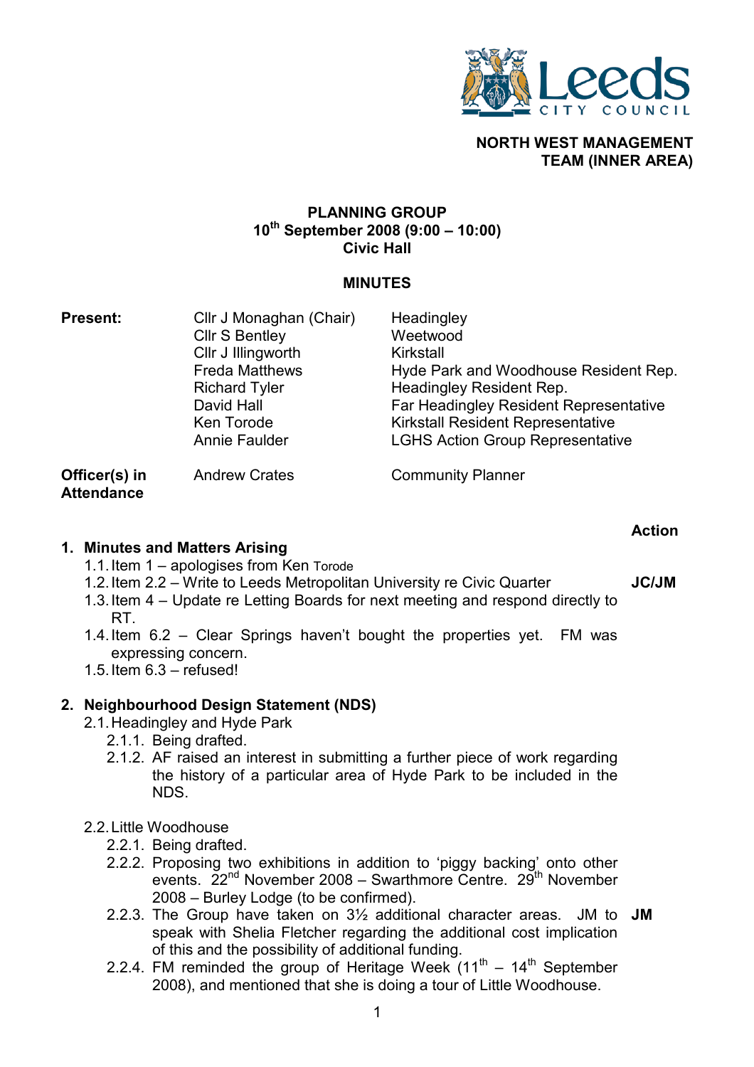**NORTH WEST MANAGEMENT TEAM (INNER AREA)**

# PLANNING GROUP
## 10th September 2008 (9:00 – 10:00)
## Civic Hall

## MINUTES

| **Present:** | Cllr J Monaghan (Chair) | Headingley |
|---|---|---|
| | Cllr S Bentley | Weetwood |
| | Cllr J Illingworth | Kirkstall |
| | Freda Matthews | Hyde Park and Woodhouse Resident Rep. |
| | Richard Tyler | Headingley Resident Rep. |
| | David Hall | Far Headingley Resident Representative |
| | Ken Torode | Kirkstall Resident Representative |
| | Annie Faulder | LGHS Action Group Representative |
| **Officer(s) in Attendance** | Andrew Crates | Community Planner |

| | **Action** |
|---|---|
| **1. Minutes and Matters Arising** | |
| 1.1. Item 1 – apologises from Ken Torode | |
| 1.2. Item 2.2 – Write to Leeds Metropolitan University re Civic Quarter | **JC/JM** |
| 1.3. Item 4 – Update re Letting Boards for next meeting and respond directly to RT. | |
| 1.4. Item 6.2 – Clear Springs haven't bought the properties yet. FM was expressing concern. | |
| 1.5. Item 6.3 – refused! | |
| **2. Neighbourhood Design Statement (NDS)** | |
| 2.1. Headingley and Hyde Park | |
| 2.1.1. Being drafted. | |
| 2.1.2. AF raised an interest in submitting a further piece of work regarding the history of a particular area of Hyde Park to be included in the NDS. | |
| 2.2. Little Woodhouse | |
| 2.2.1. Being drafted. | |
| 2.2.2. Proposing two exhibitions in addition to 'piggy backing' onto other events. 22nd November 2008 – Swarthmore Centre. 29th November 2008 – Burley Lodge (to be confirmed). | |
| 2.2.3. The Group have taken on 3½ additional character areas. JM to speak with Shelia Fletcher regarding the additional cost implication of this and the possibility of additional funding. | **JM** |
| 2.2.4. FM reminded the group of Heritage Week (11th – 14th September 2008), and mentioned that she is doing a tour of Little Woodhouse. | |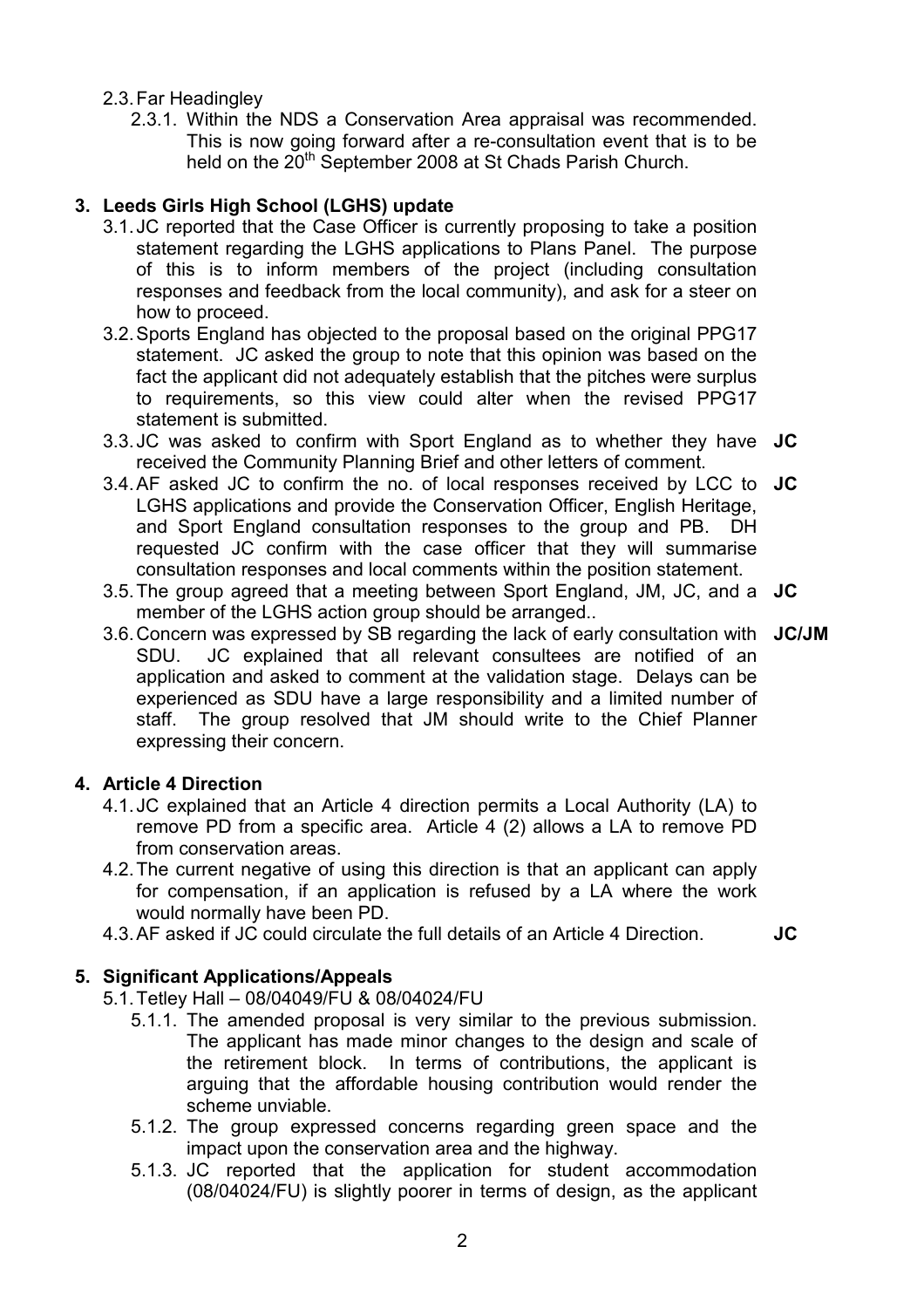2.3. Far Headingley

2.3.1. Within the NDS a Conservation Area appraisal was recommended. This is now going forward after a re-consultation event that is to be held on the 20th September 2008 at St Chads Parish Church.

## 3. Leeds Girls High School (LGHS) update

3.1. JC reported that the Case Officer is currently proposing to take a position statement regarding the LGHS applications to Plans Panel. The purpose of this is to inform members of the project (including consultation responses and feedback from the local community), and ask for a steer on how to proceed.

3.2. Sports England has objected to the proposal based on the original PPG17 statement. JC asked the group to note that this opinion was based on the fact the applicant did not adequately establish that the pitches were surplus to requirements, so this view could alter when the revised PPG17 statement is submitted.

3.3. JC was asked to confirm with Sport England as to whether they have received the Community Planning Brief and other letters of comment. **JC**

3.4. AF asked JC to confirm the no. of local responses received by LCC to LGHS applications and provide the Conservation Officer, English Heritage, and Sport England consultation responses to the group and PB. DH requested JC confirm with the case officer that they will summarise consultation responses and local comments within the position statement. **JC**

3.5. The group agreed that a meeting between Sport England, JM, JC, and a member of the LGHS action group should be arranged.. **JC**

3.6. Concern was expressed by SB regarding the lack of early consultation with SDU. JC explained that all relevant consultees are notified of an application and asked to comment at the validation stage. Delays can be experienced as SDU have a large responsibility and a limited number of staff. The group resolved that JM should write to the Chief Planner expressing their concern. **JC/JM**

## 4. Article 4 Direction

4.1. JC explained that an Article 4 direction permits a Local Authority (LA) to remove PD from a specific area. Article 4 (2) allows a LA to remove PD from conservation areas.

4.2. The current negative of using this direction is that an applicant can apply for compensation, if an application is refused by a LA where the work would normally have been PD.

4.3. AF asked if JC could circulate the full details of an Article 4 Direction. **JC**

## 5. Significant Applications/Appeals

5.1. Tetley Hall – 08/04049/FU & 08/04024/FU

5.1.1. The amended proposal is very similar to the previous submission. The applicant has made minor changes to the design and scale of the retirement block. In terms of contributions, the applicant is arguing that the affordable housing contribution would render the scheme unviable.

5.1.2. The group expressed concerns regarding green space and the impact upon the conservation area and the highway.

5.1.3. JC reported that the application for student accommodation (08/04024/FU) is slightly poorer in terms of design, as the applicant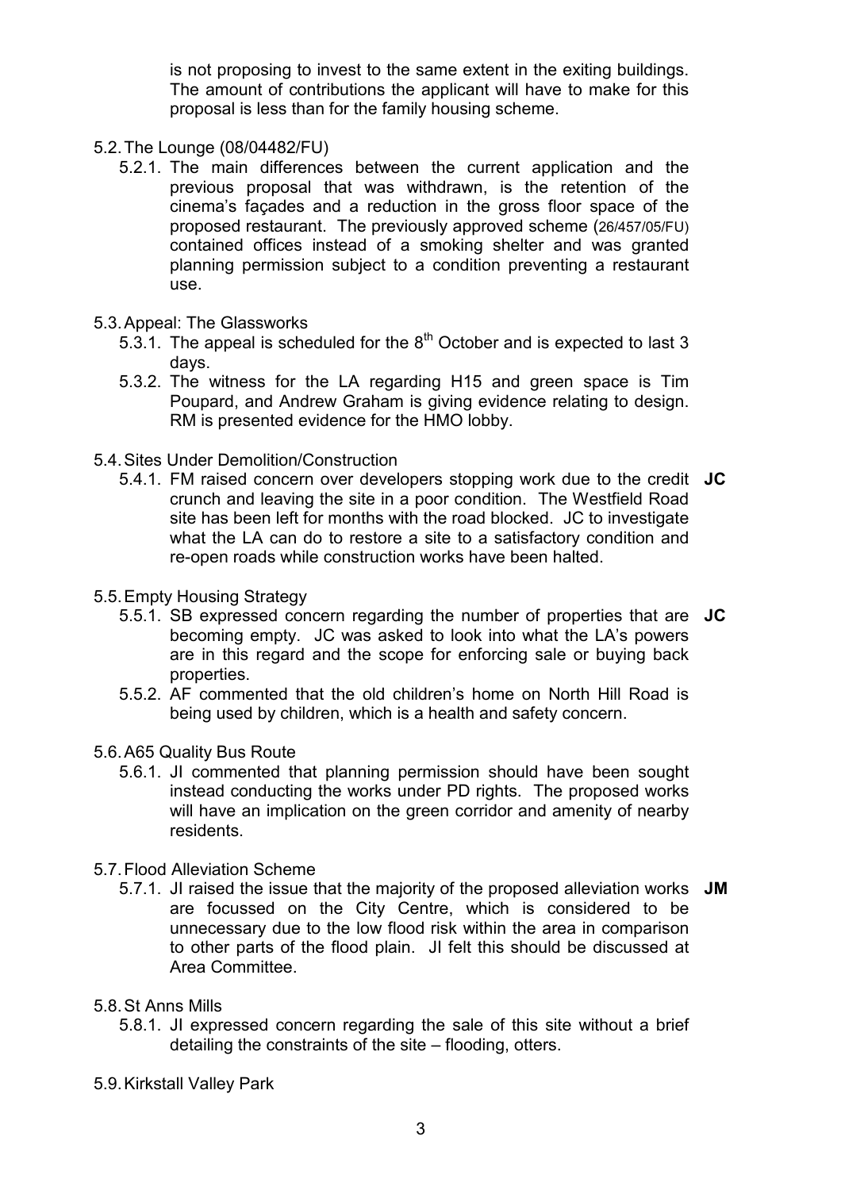is not proposing to invest to the same extent in the exiting buildings. The amount of contributions the applicant will have to make for this proposal is less than for the family housing scheme.

5.2. The Lounge (08/04482/FU)

5.2.1. The main differences between the current application and the previous proposal that was withdrawn, is the retention of the cinema's façades and a reduction in the gross floor space of the proposed restaurant. The previously approved scheme (26/457/05/FU) contained offices instead of a smoking shelter and was granted planning permission subject to a condition preventing a restaurant use.

5.3. Appeal: The Glassworks

5.3.1. The appeal is scheduled for the 8th October and is expected to last 3 days.

5.3.2. The witness for the LA regarding H15 and green space is Tim Poupard, and Andrew Graham is giving evidence relating to design. RM is presented evidence for the HMO lobby.

5.4. Sites Under Demolition/Construction

5.4.1. FM raised concern over developers stopping work due to the credit crunch and leaving the site in a poor condition. The Westfield Road site has been left for months with the road blocked. JC to investigate what the LA can do to restore a site to a satisfactory condition and re-open roads while construction works have been halted. **JC**

5.5. Empty Housing Strategy

5.5.1. SB expressed concern regarding the number of properties that are becoming empty. JC was asked to look into what the LA's powers are in this regard and the scope for enforcing sale or buying back properties. **JC**

5.5.2. AF commented that the old children's home on North Hill Road is being used by children, which is a health and safety concern.

5.6. A65 Quality Bus Route

5.6.1. JI commented that planning permission should have been sought instead conducting the works under PD rights. The proposed works will have an implication on the green corridor and amenity of nearby residents.

5.7. Flood Alleviation Scheme

5.7.1. JI raised the issue that the majority of the proposed alleviation works are focussed on the City Centre, which is considered to be unnecessary due to the low flood risk within the area in comparison to other parts of the flood plain. JI felt this should be discussed at Area Committee. **JM**

5.8. St Anns Mills

5.8.1. JI expressed concern regarding the sale of this site without a brief detailing the constraints of the site – flooding, otters.

5.9. Kirkstall Valley Park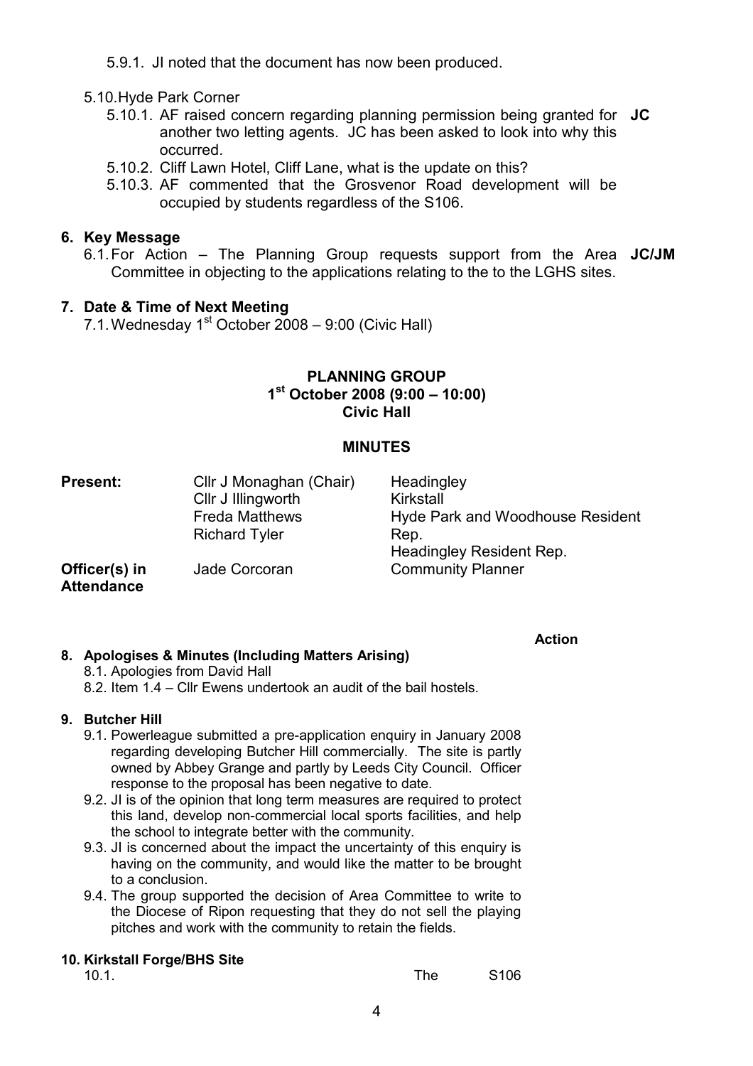5.9.1. JI noted that the document has now been produced.

5.10. Hyde Park Corner

5.10.1. AF raised concern regarding planning permission being granted for another two letting agents. JC has been asked to look into why this occurred. **JC**

5.10.2. Cliff Lawn Hotel, Cliff Lane, what is the update on this?

5.10.3. AF commented that the Grosvenor Road development will be occupied by students regardless of the S106.

## 6. Key Message

6.1. For Action – The Planning Group requests support from the Area Committee in objecting to the applications relating to the to the LGHS sites. **JC/JM**

## 7. Date & Time of Next Meeting

7.1. Wednesday 1st October 2008 – 9:00 (Civic Hall)

# PLANNING GROUP
## 1st October 2008 (9:00 – 10:00)
## Civic Hall

## MINUTES

| | | |
|---|---|---|
| **Present:** | Cllr J Monaghan (Chair) | Headingley |
| | Cllr J Illingworth | Kirkstall |
| | Freda Matthews | Hyde Park and Woodhouse Resident Rep. |
| | Richard Tyler | Headingley Resident Rep. |
| **Officer(s) in Attendance** | Jade Corcoran | Community Planner |

**Action**

## 8. Apologises & Minutes (Including Matters Arising)

8.1. Apologies from David Hall

8.2. Item 1.4 – Cllr Ewens undertook an audit of the bail hostels.

## 9. Butcher Hill

9.1. Powerleague submitted a pre-application enquiry in January 2008 regarding developing Butcher Hill commercially. The site is partly owned by Abbey Grange and partly by Leeds City Council. Officer response to the proposal has been negative to date.

9.2. JI is of the opinion that long term measures are required to protect this land, develop non-commercial local sports facilities, and help the school to integrate better with the community.

9.3. JI is concerned about the impact the uncertainty of this enquiry is having on the community, and would like the matter to be brought to a conclusion.

9.4. The group supported the decision of Area Committee to write to the Diocese of Ripon requesting that they do not sell the playing pitches and work with the community to retain the fields.

## 10. Kirkstall Forge/BHS Site

10.1. The S106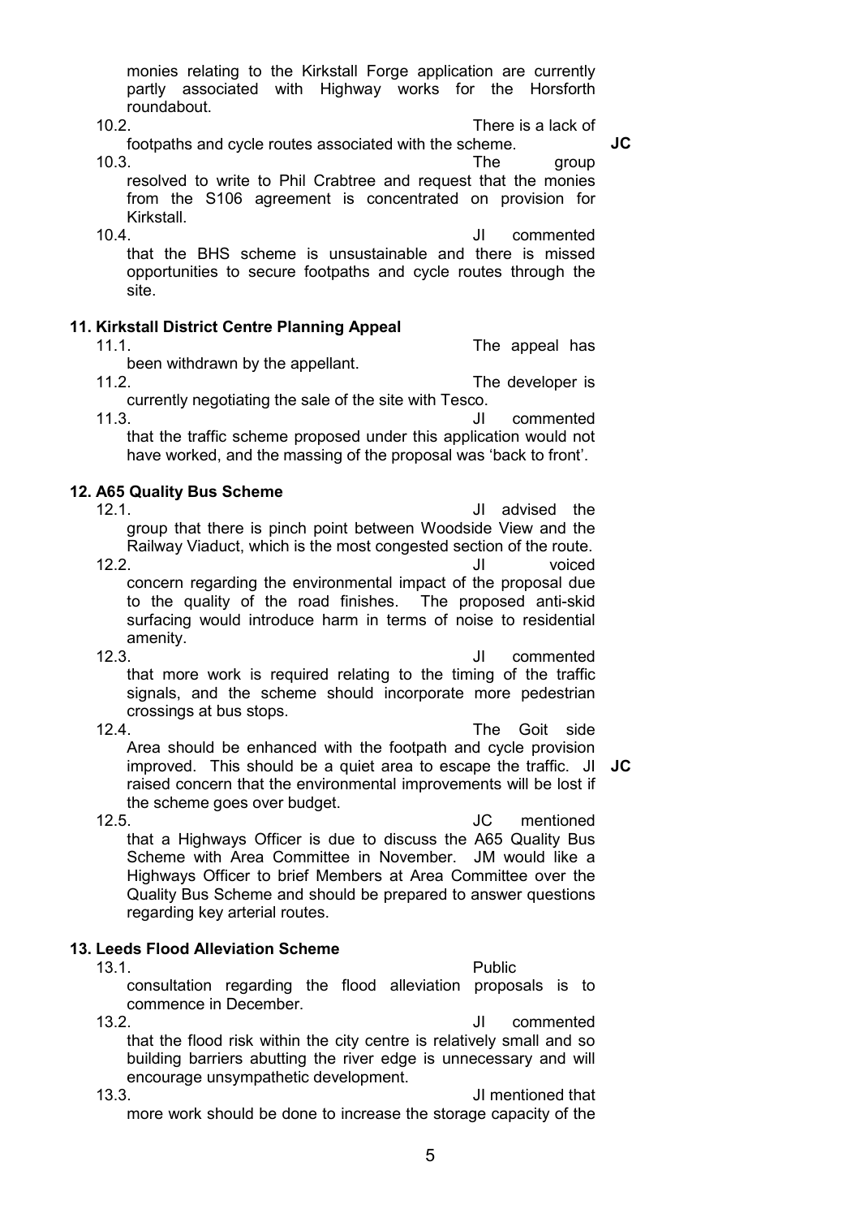monies relating to the Kirkstall Forge application are currently partly associated with Highway works for the Horsforth roundabout.

10.2. There is a lack of footpaths and cycle routes associated with the scheme. **JC**

10.3. The group resolved to write to Phil Crabtree and request that the monies from the S106 agreement is concentrated on provision for Kirkstall.

10.4. JI commented that the BHS scheme is unsustainable and there is missed opportunities to secure footpaths and cycle routes through the site.

**11. Kirkstall District Centre Planning Appeal**

11.1. The appeal has been withdrawn by the appellant.

11.2. The developer is currently negotiating the sale of the site with Tesco.

11.3. JI commented that the traffic scheme proposed under this application would not have worked, and the massing of the proposal was 'back to front'.

**12. A65 Quality Bus Scheme**

12.1. JI advised the group that there is pinch point between Woodside View and the Railway Viaduct, which is the most congested section of the route.

12.2. JI voiced concern regarding the environmental impact of the proposal due to the quality of the road finishes. The proposed anti-skid surfacing would introduce harm in terms of noise to residential amenity.

12.3. JI commented that more work is required relating to the timing of the traffic signals, and the scheme should incorporate more pedestrian crossings at bus stops.

12.4. The Goit side Area should be enhanced with the footpath and cycle provision improved. This should be a quiet area to escape the traffic. JI raised concern that the environmental improvements will be lost if the scheme goes over budget. **JC**

12.5. JC mentioned that a Highways Officer is due to discuss the A65 Quality Bus Scheme with Area Committee in November. JM would like a Highways Officer to brief Members at Area Committee over the Quality Bus Scheme and should be prepared to answer questions regarding key arterial routes.

**13. Leeds Flood Alleviation Scheme**

13.1. Public consultation regarding the flood alleviation proposals is to commence in December.

13.2. JI commented that the flood risk within the city centre is relatively small and so building barriers abutting the river edge is unnecessary and will encourage unsympathetic development.

13.3. JI mentioned that more work should be done to increase the storage capacity of the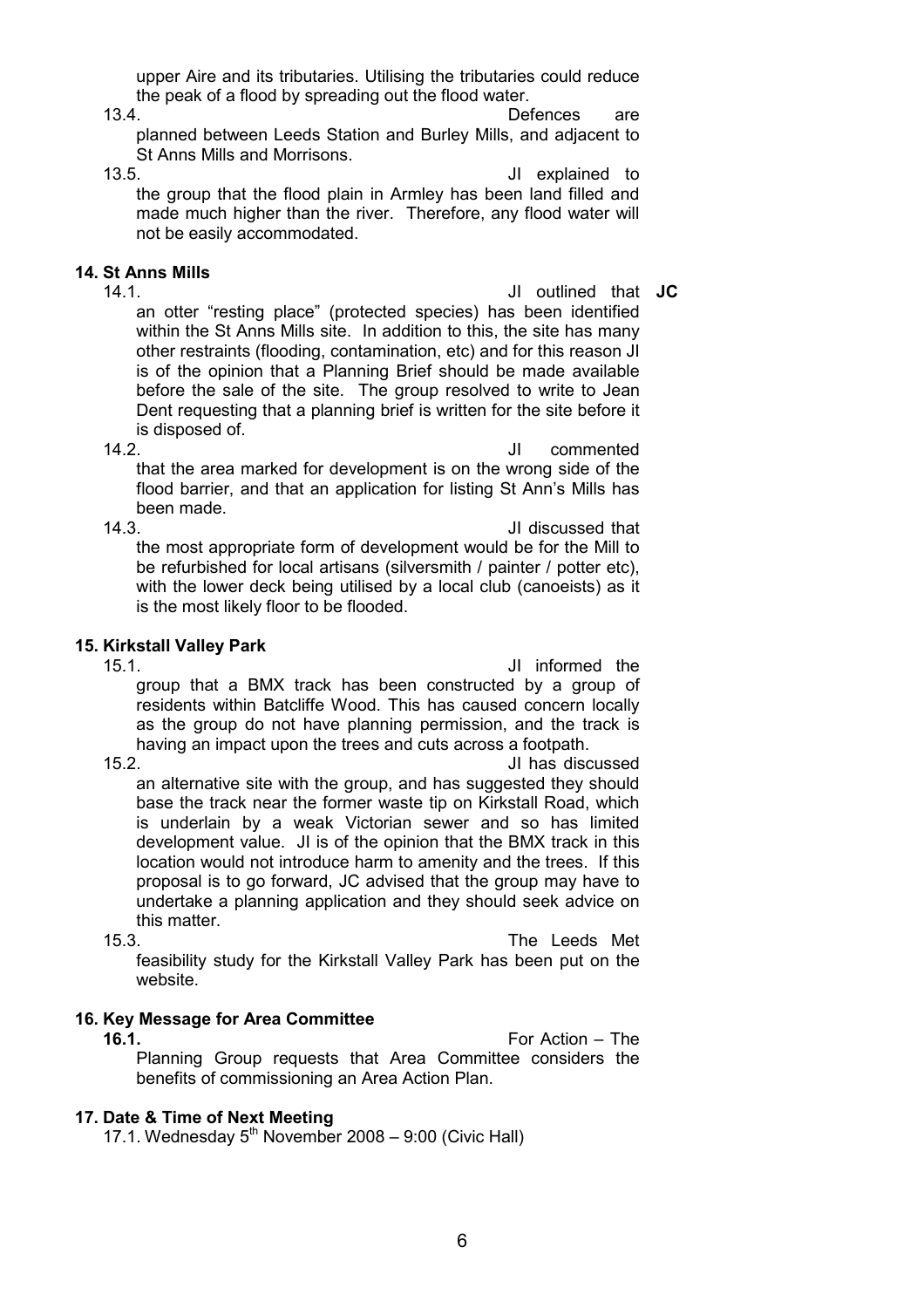upper Aire and its tributaries. Utilising the tributaries could reduce the peak of a flood by spreading out the flood water.

13.4. Defences are planned between Leeds Station and Burley Mills, and adjacent to St Anns Mills and Morrisons.

13.5. JI explained to the group that the flood plain in Armley has been land filled and made much higher than the river. Therefore, any flood water will not be easily accommodated.

## 14. St Anns Mills

14.1. JI outlined that an otter "resting place" (protected species) has been identified within the St Anns Mills site. In addition to this, the site has many other restraints (flooding, contamination, etc) and for this reason JI is of the opinion that a Planning Brief should be made available before the sale of the site. The group resolved to write to Jean Dent requesting that a planning brief is written for the site before it is disposed of. **JC**

14.2. JI commented that the area marked for development is on the wrong side of the flood barrier, and that an application for listing St Ann's Mills has been made.

14.3. JI discussed that the most appropriate form of development would be for the Mill to be refurbished for local artisans (silversmith / painter / potter etc), with the lower deck being utilised by a local club (canoeists) as it is the most likely floor to be flooded.

## 15. Kirkstall Valley Park

15.1. JI informed the group that a BMX track has been constructed by a group of residents within Batcliffe Wood. This has caused concern locally as the group do not have planning permission, and the track is having an impact upon the trees and cuts across a footpath.

15.2. JI has discussed an alternative site with the group, and has suggested they should base the track near the former waste tip on Kirkstall Road, which is underlain by a weak Victorian sewer and so has limited development value. JI is of the opinion that the BMX track in this location would not introduce harm to amenity and the trees. If this proposal is to go forward, JC advised that the group may have to undertake a planning application and they should seek advice on this matter.

15.3. The Leeds Met feasibility study for the Kirkstall Valley Park has been put on the website.

## 16. Key Message for Area Committee

**16.1.** For Action – The Planning Group requests that Area Committee considers the benefits of commissioning an Area Action Plan.

## 17. Date & Time of Next Meeting

17.1. Wednesday 5th November 2008 – 9:00 (Civic Hall)